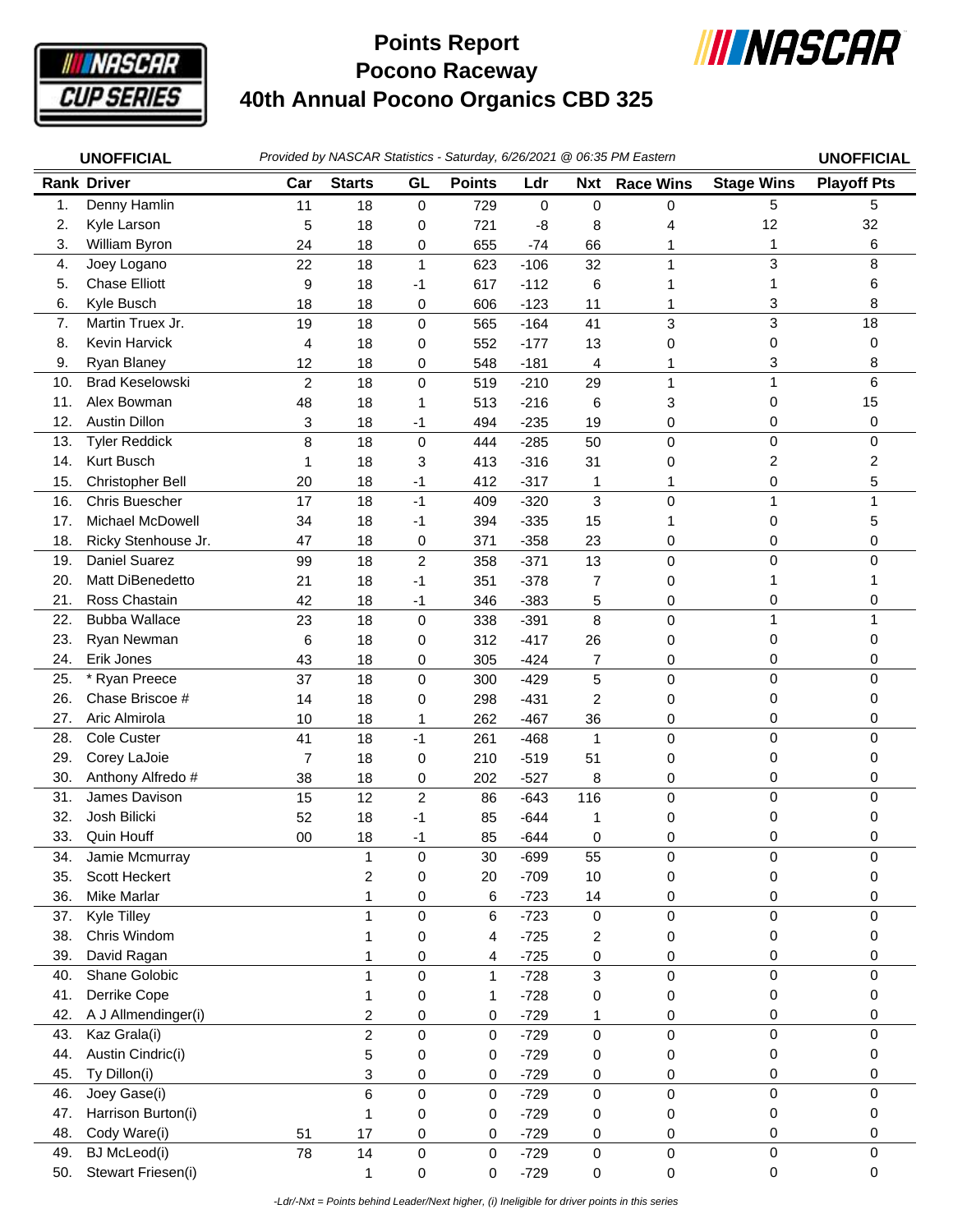# Points Report
# Pocono Raceway
# 40th Annual Pocono Organics CBD 325

**UNOFFICIAL** *Provided by NASCAR Statistics - Saturday, 6/26/2021 @ 06:35 PM Eastern* **UNOFFICIAL**

| Rank | Driver | Car | Starts | GL | Points | Ldr | Nxt | Race Wins | Stage Wins | Playoff Pts |
|---|---|---|---|---|---|---|---|---|---|---|
| 1. | Denny Hamlin | 11 | 18 | 0 | 729 | 0 | 0 | 0 | 5 | 5 |
| 2. | Kyle Larson | 5 | 18 | 0 | 721 | -8 | 8 | 4 | 12 | 32 |
| 3. | William Byron | 24 | 18 | 0 | 655 | -74 | 66 | 1 | 1 | 6 |
| 4. | Joey Logano | 22 | 18 | 1 | 623 | -106 | 32 | 1 | 3 | 8 |
| 5. | Chase Elliott | 9 | 18 | -1 | 617 | -112 | 6 | 1 | 1 | 6 |
| 6. | Kyle Busch | 18 | 18 | 0 | 606 | -123 | 11 | 1 | 3 | 8 |
| 7. | Martin Truex Jr. | 19 | 18 | 0 | 565 | -164 | 41 | 3 | 3 | 18 |
| 8. | Kevin Harvick | 4 | 18 | 0 | 552 | -177 | 13 | 0 | 0 | 0 |
| 9. | Ryan Blaney | 12 | 18 | 0 | 548 | -181 | 4 | 1 | 3 | 8 |
| 10. | Brad Keselowski | 2 | 18 | 0 | 519 | -210 | 29 | 1 | 1 | 6 |
| 11. | Alex Bowman | 48 | 18 | 1 | 513 | -216 | 6 | 3 | 0 | 15 |
| 12. | Austin Dillon | 3 | 18 | -1 | 494 | -235 | 19 | 0 | 0 | 0 |
| 13. | Tyler Reddick | 8 | 18 | 0 | 444 | -285 | 50 | 0 | 0 | 0 |
| 14. | Kurt Busch | 1 | 18 | 3 | 413 | -316 | 31 | 0 | 2 | 2 |
| 15. | Christopher Bell | 20 | 18 | -1 | 412 | -317 | 1 | 1 | 0 | 5 |
| 16. | Chris Buescher | 17 | 18 | -1 | 409 | -320 | 3 | 0 | 1 | 1 |
| 17. | Michael McDowell | 34 | 18 | -1 | 394 | -335 | 15 | 1 | 0 | 5 |
| 18. | Ricky Stenhouse Jr. | 47 | 18 | 0 | 371 | -358 | 23 | 0 | 0 | 0 |
| 19. | Daniel Suarez | 99 | 18 | 2 | 358 | -371 | 13 | 0 | 0 | 0 |
| 20. | Matt DiBenedetto | 21 | 18 | -1 | 351 | -378 | 7 | 0 | 1 | 1 |
| 21. | Ross Chastain | 42 | 18 | -1 | 346 | -383 | 5 | 0 | 0 | 0 |
| 22. | Bubba Wallace | 23 | 18 | 0 | 338 | -391 | 8 | 0 | 1 | 1 |
| 23. | Ryan Newman | 6 | 18 | 0 | 312 | -417 | 26 | 0 | 0 | 0 |
| 24. | Erik Jones | 43 | 18 | 0 | 305 | -424 | 7 | 0 | 0 | 0 |
| 25. | * Ryan Preece | 37 | 18 | 0 | 300 | -429 | 5 | 0 | 0 | 0 |
| 26. | Chase Briscoe # | 14 | 18 | 0 | 298 | -431 | 2 | 0 | 0 | 0 |
| 27. | Aric Almirola | 10 | 18 | 1 | 262 | -467 | 36 | 0 | 0 | 0 |
| 28. | Cole Custer | 41 | 18 | -1 | 261 | -468 | 1 | 0 | 0 | 0 |
| 29. | Corey LaJoie | 7 | 18 | 0 | 210 | -519 | 51 | 0 | 0 | 0 |
| 30. | Anthony Alfredo # | 38 | 18 | 0 | 202 | -527 | 8 | 0 | 0 | 0 |
| 31. | James Davison | 15 | 12 | 2 | 86 | -643 | 116 | 0 | 0 | 0 |
| 32. | Josh Bilicki | 52 | 18 | -1 | 85 | -644 | 1 | 0 | 0 | 0 |
| 33. | Quin Houff | 00 | 18 | -1 | 85 | -644 | 0 | 0 | 0 | 0 |
| 34. | Jamie Mcmurray | | 1 | 0 | 30 | -699 | 55 | 0 | 0 | 0 |
| 35. | Scott Heckert | | 2 | 0 | 20 | -709 | 10 | 0 | 0 | 0 |
| 36. | Mike Marlar | | 1 | 0 | 6 | -723 | 14 | 0 | 0 | 0 |
| 37. | Kyle Tilley | | 1 | 0 | 6 | -723 | 0 | 0 | 0 | 0 |
| 38. | Chris Windom | | 1 | 0 | 4 | -725 | 2 | 0 | 0 | 0 |
| 39. | David Ragan | | 1 | 0 | 4 | -725 | 0 | 0 | 0 | 0 |
| 40. | Shane Golobic | | 1 | 0 | 1 | -728 | 3 | 0 | 0 | 0 |
| 41. | Derrike Cope | | 1 | 0 | 1 | -728 | 0 | 0 | 0 | 0 |
| 42. | A J Allmendinger(i) | | 2 | 0 | 0 | -729 | 1 | 0 | 0 | 0 |
| 43. | Kaz Grala(i) | | 2 | 0 | 0 | -729 | 0 | 0 | 0 | 0 |
| 44. | Austin Cindric(i) | | 5 | 0 | 0 | -729 | 0 | 0 | 0 | 0 |
| 45. | Ty Dillon(i) | | 3 | 0 | 0 | -729 | 0 | 0 | 0 | 0 |
| 46. | Joey Gase(i) | | 6 | 0 | 0 | -729 | 0 | 0 | 0 | 0 |
| 47. | Harrison Burton(i) | | 1 | 0 | 0 | -729 | 0 | 0 | 0 | 0 |
| 48. | Cody Ware(i) | 51 | 17 | 0 | 0 | -729 | 0 | 0 | 0 | 0 |
| 49. | BJ McLeod(i) | 78 | 14 | 0 | 0 | -729 | 0 | 0 | 0 | 0 |
| 50. | Stewart Friesen(i) | | 1 | 0 | 0 | -729 | 0 | 0 | 0 | 0 |

*-Ldr/-Nxt = Points behind Leader/Next higher, (i) Ineligible for driver points in this series*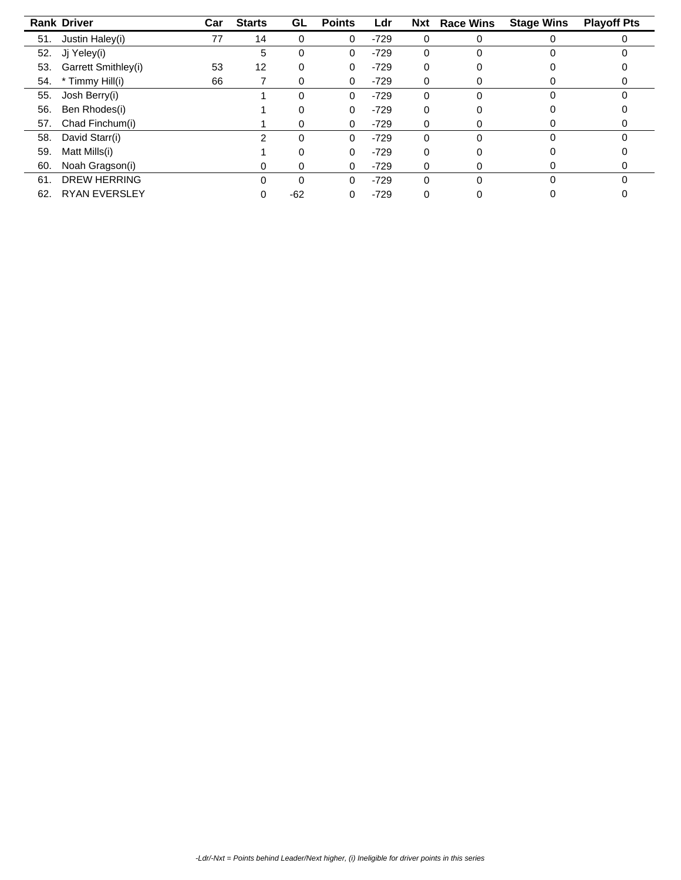| Rank | Driver | Car | Starts | GL | Points | Ldr | Nxt | Race Wins | Stage Wins | Playoff Pts |
|---|---|---|---|---|---|---|---|---|---|---|
| 51. | Justin Haley(i) | 77 | 14 | 0 | 0 | -729 | 0 | 0 | 0 | 0 |
| 52. | Jj Yeley(i) | | 5 | 0 | 0 | -729 | 0 | 0 | 0 | 0 |
| 53. | Garrett Smithley(i) | 53 | 12 | 0 | 0 | -729 | 0 | 0 | 0 | 0 |
| 54. | * Timmy Hill(i) | 66 | 7 | 0 | 0 | -729 | 0 | 0 | 0 | 0 |
| 55. | Josh Berry(i) | | 1 | 0 | 0 | -729 | 0 | 0 | 0 | 0 |
| 56. | Ben Rhodes(i) | | 1 | 0 | 0 | -729 | 0 | 0 | 0 | 0 |
| 57. | Chad Finchum(i) | | 1 | 0 | 0 | -729 | 0 | 0 | 0 | 0 |
| 58. | David Starr(i) | | 2 | 0 | 0 | -729 | 0 | 0 | 0 | 0 |
| 59. | Matt Mills(i) | | 1 | 0 | 0 | -729 | 0 | 0 | 0 | 0 |
| 60. | Noah Gragson(i) | | 0 | 0 | 0 | -729 | 0 | 0 | 0 | 0 |
| 61. | DREW HERRING | | 0 | 0 | 0 | -729 | 0 | 0 | 0 | 0 |
| 62. | RYAN EVERSLEY | | 0 | -62 | 0 | -729 | 0 | 0 | 0 | 0 |

*-Ldr/-Nxt = Points behind Leader/Next higher, (i) Ineligible for driver points in this series*